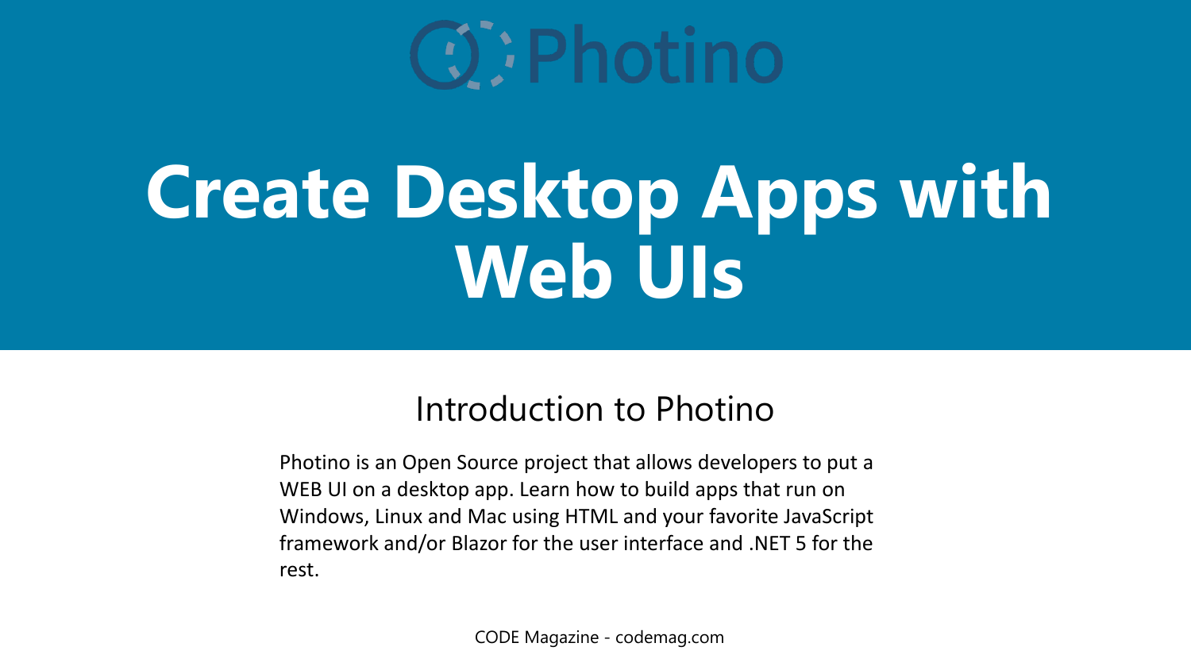Photino

# Create Desktop Apps with Web UIs

## Introduction to Photino

Photino is an Open Source project that allows developers to put a WEB UI on a desktop app. Learn how to build apps that run on Windows, Linux and Mac using HTML and your favorite JavaScript framework and/or Blazor for the user interface and .NET 5 for the rest.

CODE Magazine - codemag.com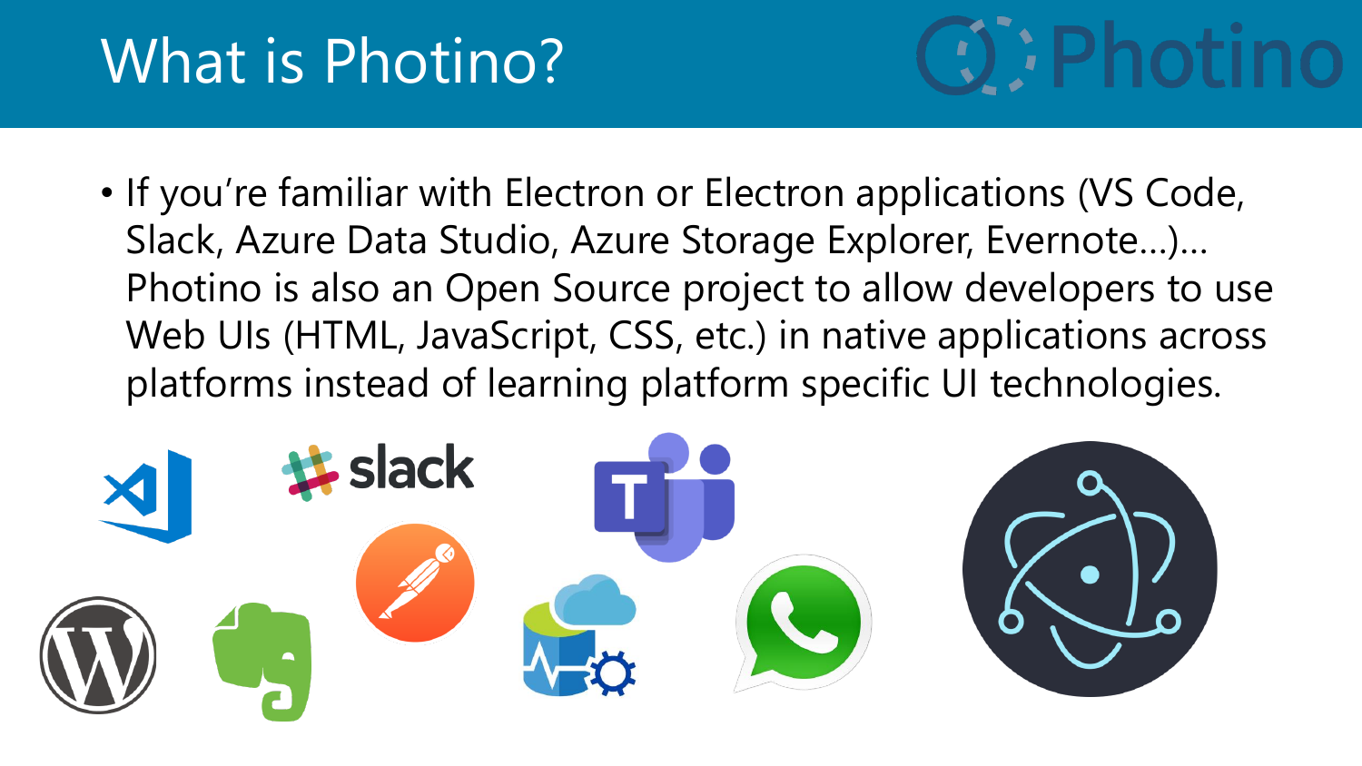# What is Photino?

- If you're familiar with Electron or Electron applications (VS Code, Slack, Azure Data Studio, Azure Storage Explorer, Evernote…)… Photino is also an Open Source project to allow developers to use Web UIs (HTML, JavaScript, CSS, etc.) in native applications across platforms instead of learning platform specific UI technologies.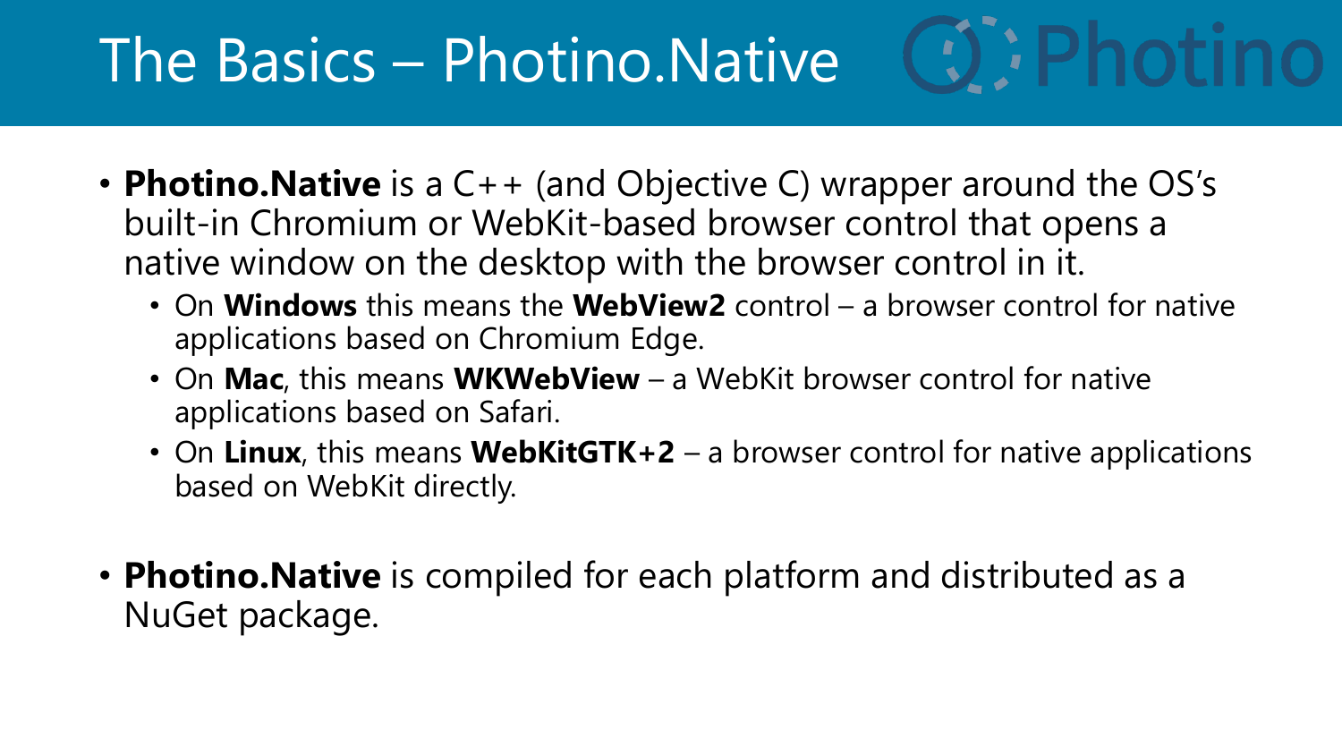# The Basics – Photino.Native

- **Photino.Native** is a C++ (and Objective C) wrapper around the OS's built-in Chromium or WebKit-based browser control that opens a native window on the desktop with the browser control in it.
  - On **Windows** this means the **WebView2** control – a browser control for native applications based on Chromium Edge.
  - On **Mac**, this means **WKWebView** – a WebKit browser control for native applications based on Safari.
  - On **Linux**, this means **WebKitGTK+2** – a browser control for native applications based on WebKit directly.

- **Photino.Native** is compiled for each platform and distributed as a NuGet package.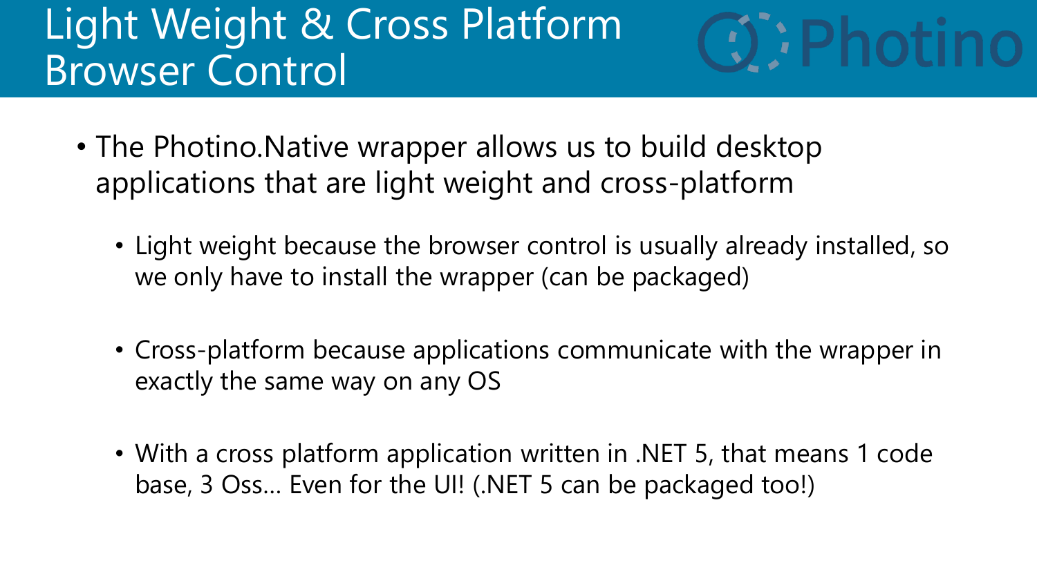# Light Weight & Cross Platform Browser Control

Photino

- The Photino.Native wrapper allows us to build desktop applications that are light weight and cross-platform
  - Light weight because the browser control is usually already installed, so we only have to install the wrapper (can be packaged)
  - Cross-platform because applications communicate with the wrapper in exactly the same way on any OS
  - With a cross platform application written in .NET 5, that means 1 code base, 3 Oss… Even for the UI! (.NET 5 can be packaged too!)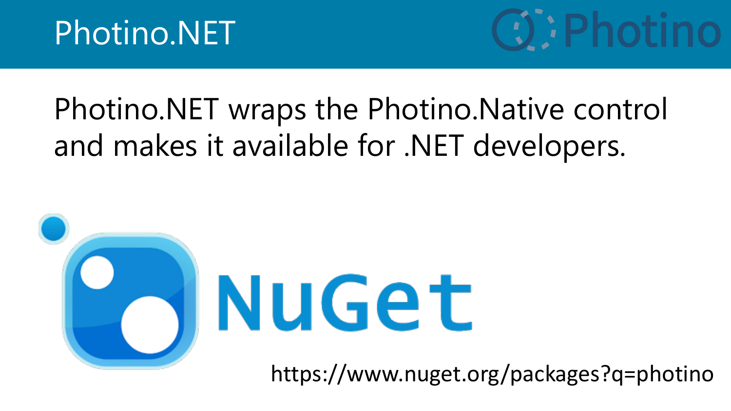# Photino.NET

Photino.NET wraps the Photino.Native control and makes it available for .NET developers.

NuGet

https://www.nuget.org/packages?q=photino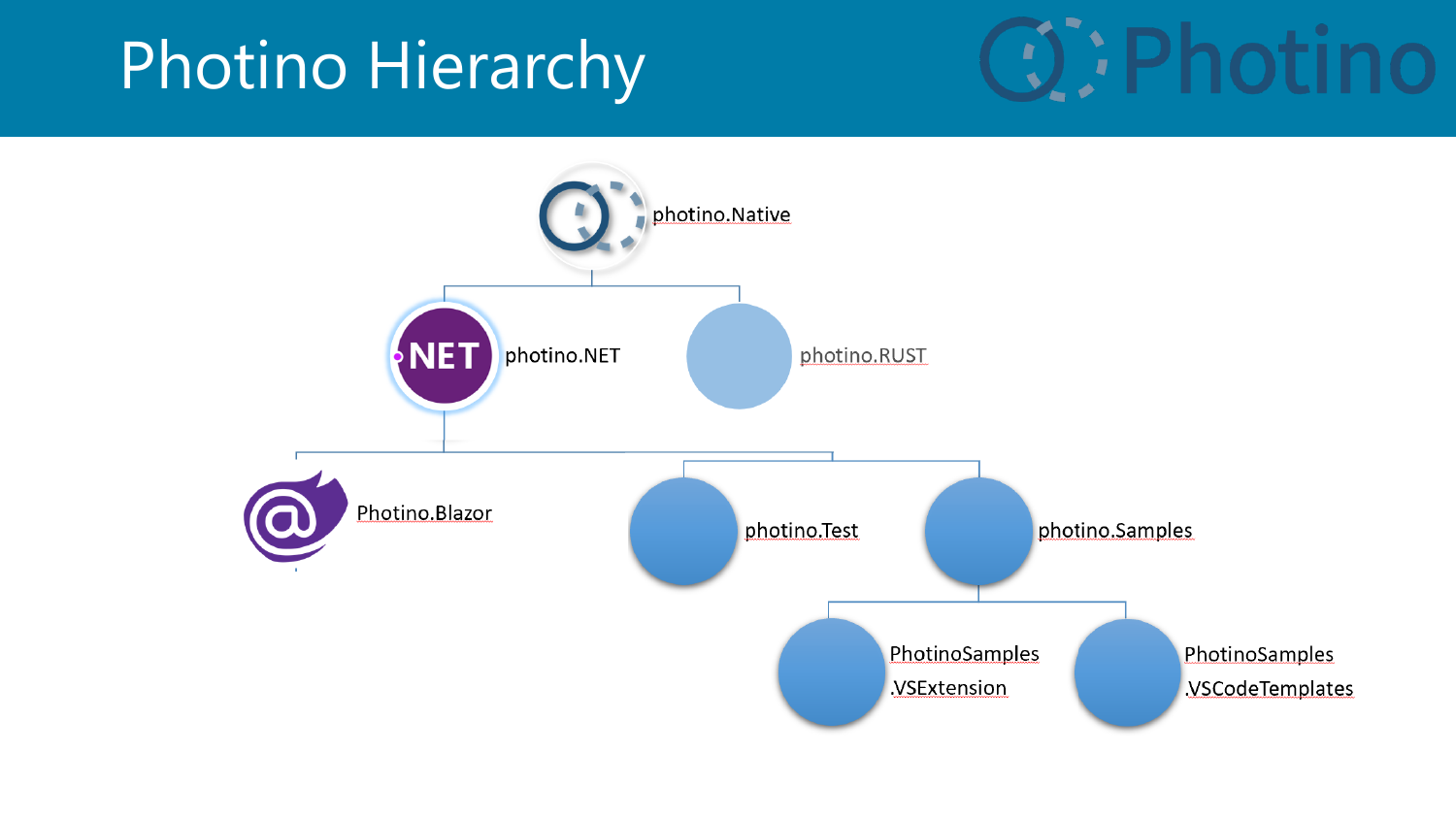# Photino Hierarchy

- photino.Native
  - photino.NET
    - Photino.Blazor
    - photino.Test
    - photino.Samples
      - PhotinoSamples .VSExtension
      - PhotinoSamples .VSCodeTemplates
  - photino.RUST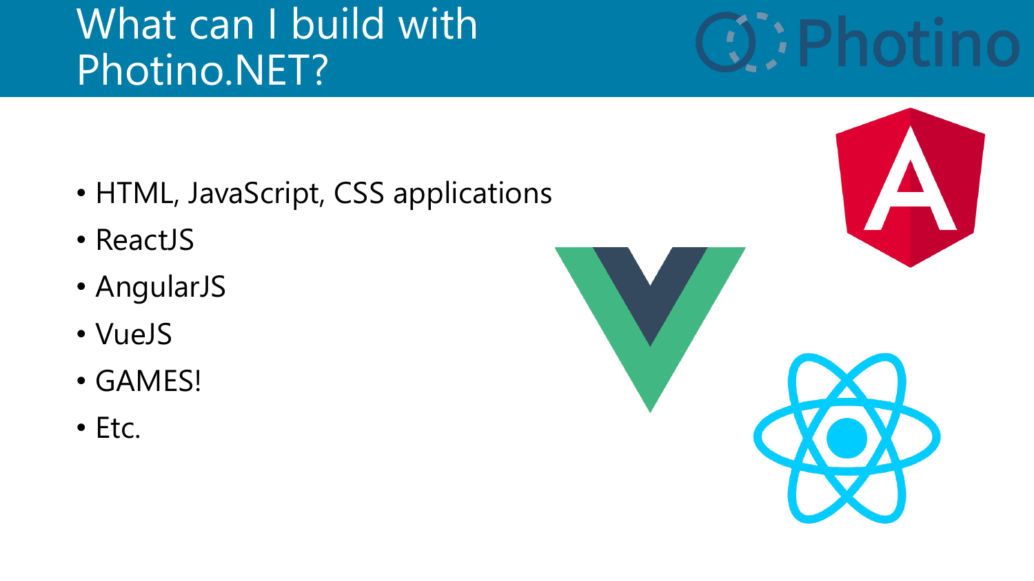# What can I build with Photino.NET?

- HTML, JavaScript, CSS applications
- ReactJS
- AngularJS
- VueJS
- GAMES!
- Etc.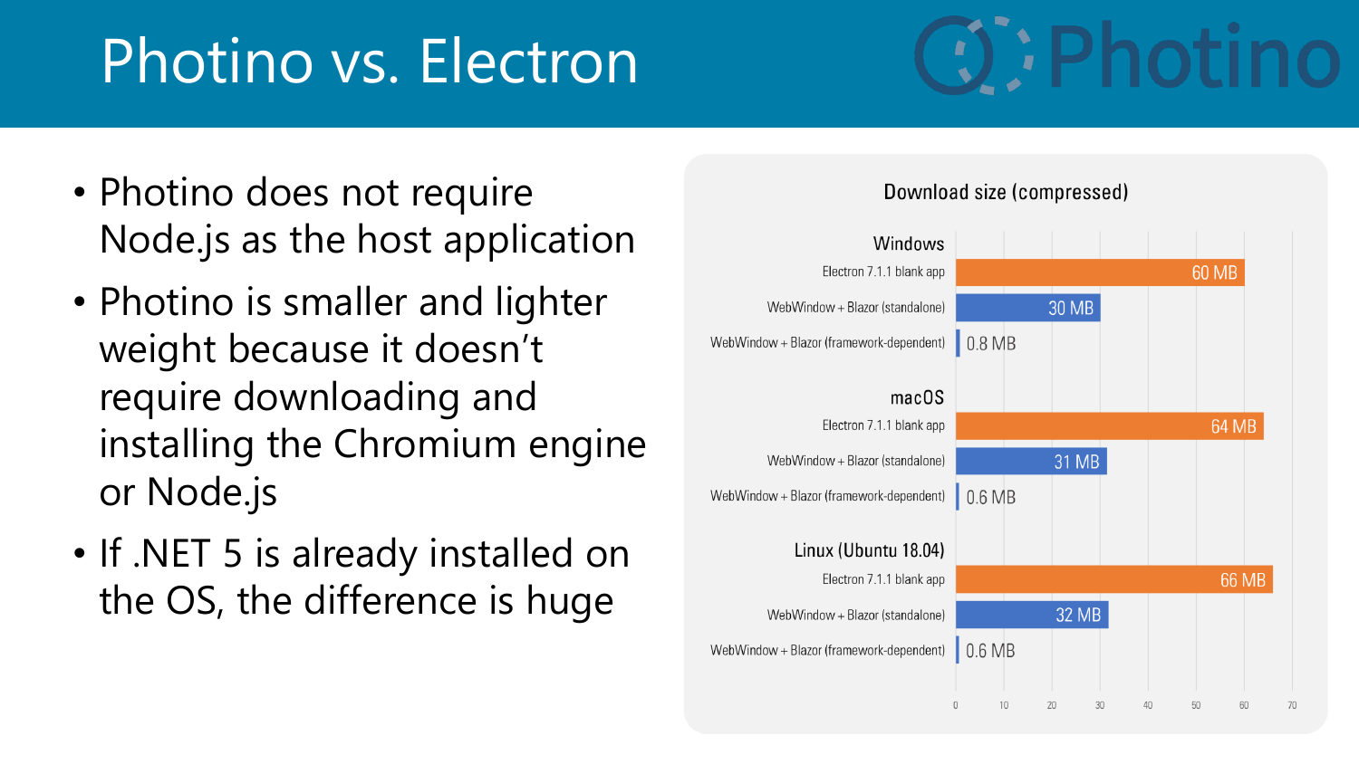# Photino vs. Electron

- Photino does not require Node.js as the host application
- Photino is smaller and lighter weight because it doesn't require downloading and installing the Chromium engine or Node.js
- If .NET 5 is already installed on the OS, the difference is huge

**Download size (compressed)**

| Platform | App | Size |
|---|---|---|
| Windows | Electron 7.1.1 blank app | 60 MB |
| | WebWindow + Blazor (standalone) | 30 MB |
| | WebWindow + Blazor (framework-dependent) | 0.8 MB |
| macOS | Electron 7.1.1 blank app | 64 MB |
| | WebWindow + Blazor (standalone) | 31 MB |
| | WebWindow + Blazor (framework-dependent) | 0.6 MB |
| Linux (Ubuntu 18.04) | Electron 7.1.1 blank app | 66 MB |
| | WebWindow + Blazor (standalone) | 32 MB |
| | WebWindow + Blazor (framework-dependent) | 0.6 MB |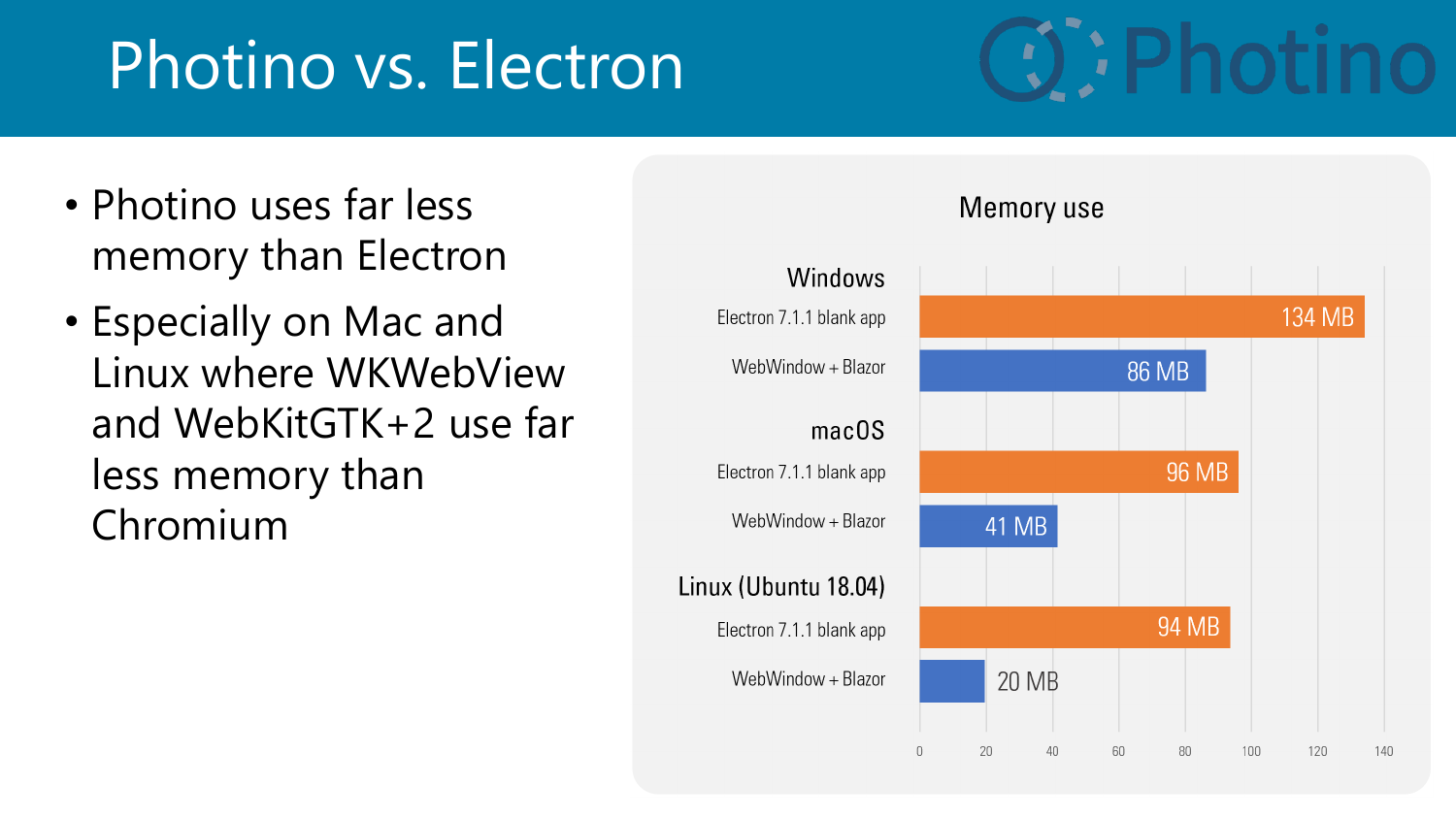# Photino vs. Electron

- Photino uses far less memory than Electron
- Especially on Mac and Linux where WKWebView and WebKitGTK+2 use far less memory than Chromium

**Memory use**

| Platform | App | Memory use |
|---|---|---|
| Windows | Electron 7.1.1 blank app | 134 MB |
| Windows | WebWindow + Blazor | 86 MB |
| macOS | Electron 7.1.1 blank app | 96 MB |
| macOS | WebWindow + Blazor | 41 MB |
| Linux (Ubuntu 18.04) | Electron 7.1.1 blank app | 94 MB |
| Linux (Ubuntu 18.04) | WebWindow + Blazor | 20 MB |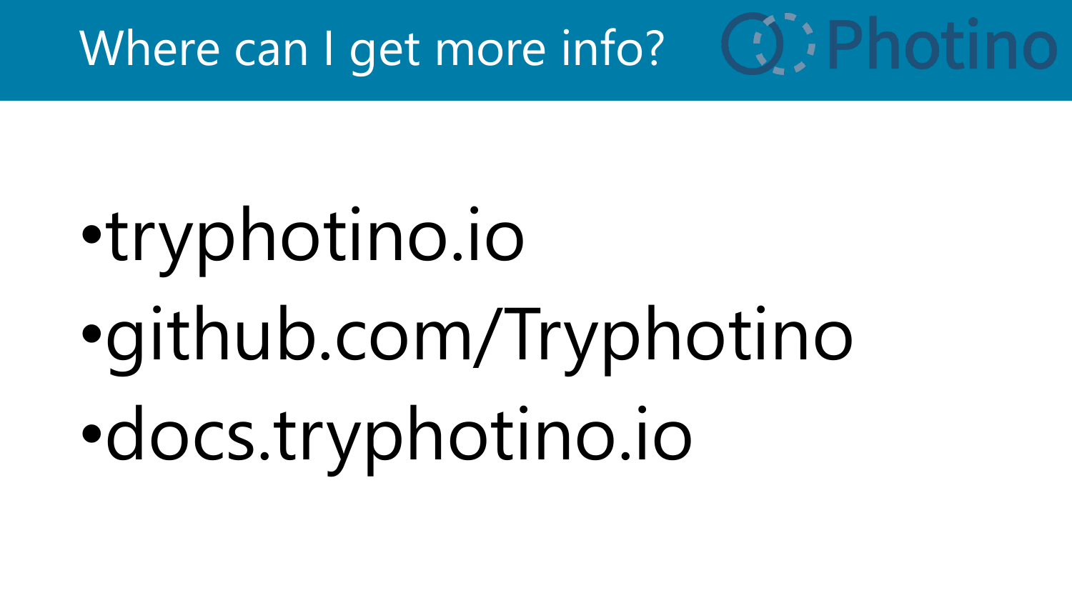# Where can I get more info?

- tryphotino.io
- github.com/Tryphotino
- docs.tryphotino.io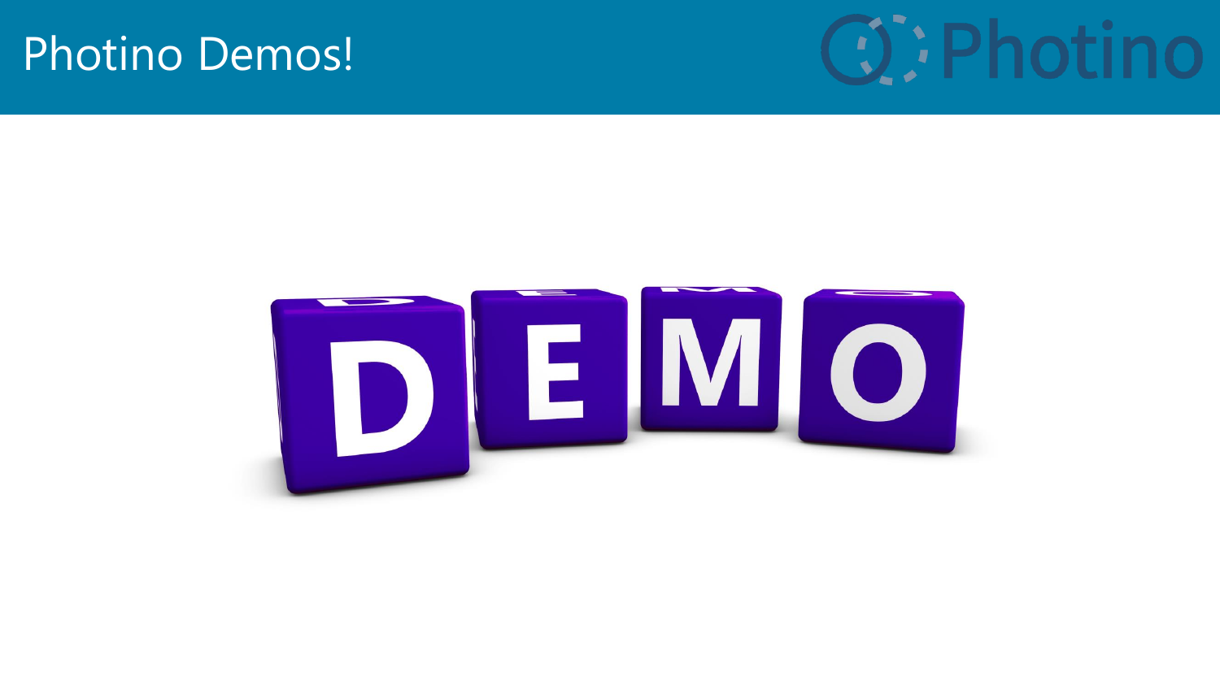# Photino Demos!

DEMO